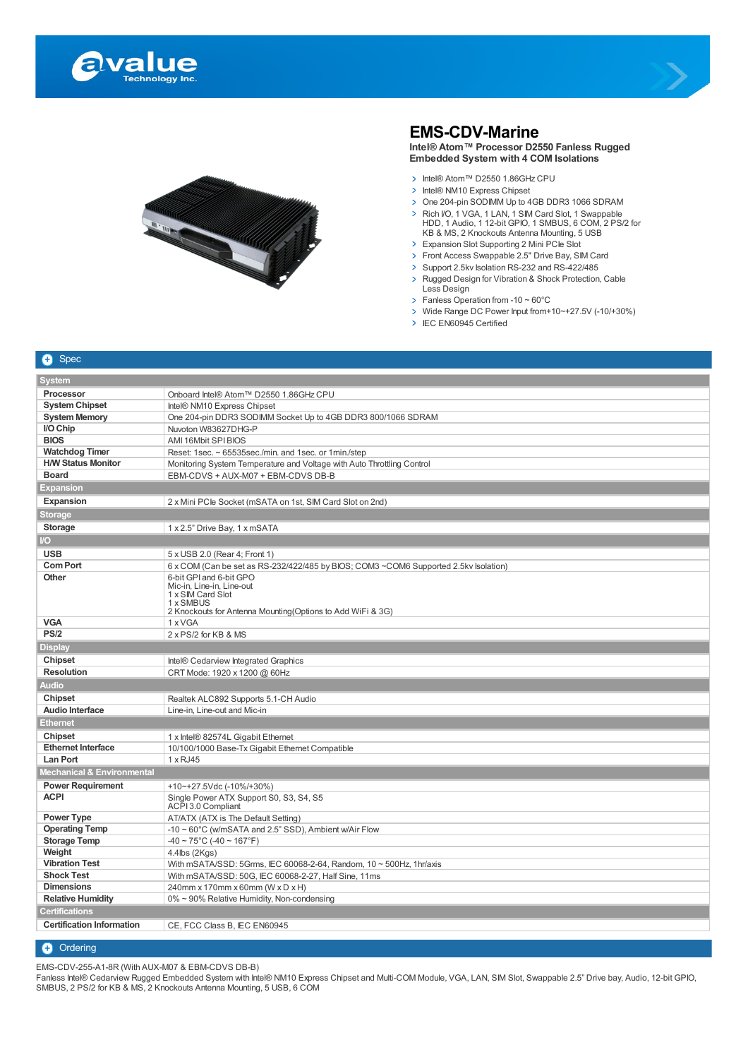# EMS-CDV-Marine

**Intel® Atom™ Processor D2550 Fanless Rugged Embedded System with 4 COM Isolations**

- Intel® Atom™ D2550 1.86GHz CPU
- Intel® NM10 Express Chipset
- One 204-pin SODIMM Up to 4GB DDR3 1066 SDRAM
- Rich I/O, 1 VGA, 1 LAN, 1 SIM Card Slot, 1 Swappable HDD, 1 Audio, 1 12-bit GPIO, 1 SMBUS, 6 COM, 2 PS/2 for KB & MS, 2 Knockouts Antenna Mounting, 5 USB
- Expansion Slot Supporting 2 Mini PCIe Slot
- Front Access Swappable 2.5" Drive Bay, SIM Card
- Support 2.5kv Isolation RS-232 and RS-422/485
- Rugged Design for Vibration & Shock Protection, Cable Less Design
- Fanless Operation from -10 ~ 60°C
- Wide Range DC Power Input from+10~+27.5V (-10/+30%)
- IEC EN60945 Certified

## Spec

| | |
|---|---|
| **System** | |
| **Processor** | Onboard Intel® Atom™ D2550 1.86GHz CPU |
| **System Chipset** | Intel® NM10 Express Chipset |
| **System Memory** | One 204-pin DDR3 SODIMM Socket Up to 4GB DDR3 800/1066 SDRAM |
| **I/O Chip** | Nuvoton W83627DHG-P |
| **BIOS** | AMI 16Mbit SPI BIOS |
| **Watchdog Timer** | Reset: 1sec. ~ 65535sec./min. and 1sec. or 1min./step |
| **H/W Status Monitor** | Monitoring System Temperature and Voltage with Auto Throttling Control |
| **Board** | EBM-CDVS + AUX-M07 + EBM-CDVS DB-B |
| **Expansion** | |
| **Expansion** | 2 x Mini PCIe Socket (mSATA on 1st, SIM Card Slot on 2nd) |
| **Storage** | |
| **Storage** | 1 x 2.5" Drive Bay, 1 x mSATA |
| **I/O** | |
| **USB** | 5 x USB 2.0 (Rear 4; Front 1) |
| **Com Port** | 6 x COM (Can be set as RS-232/422/485 by BIOS; COM3 ~COM6 Supported 2.5kv Isolation) |
| **Other** | 6-bit GPI and 6-bit GPO<br>Mic-in, Line-in, Line-out<br>1 x SIM Card Slot<br>1 x SMBUS<br>2 Knockouts for Antenna Mounting(Options to Add WiFi & 3G) |
| **VGA** | 1 x VGA |
| **PS/2** | 2 x PS/2 for KB & MS |
| **Display** | |
| **Chipset** | Intel® Cedarview Integrated Graphics |
| **Resolution** | CRT Mode: 1920 x 1200 @ 60Hz |
| **Audio** | |
| **Chipset** | Realtek ALC892 Supports 5.1-CH Audio |
| **Audio Interface** | Line-in, Line-out and Mic-in |
| **Ethernet** | |
| **Chipset** | 1 x Intel® 82574L Gigabit Ethernet |
| **Ethernet Interface** | 10/100/1000 Base-Tx Gigabit Ethernet Compatible |
| **Lan Port** | 1 x RJ45 |
| **Mechanical & Environmental** | |
| **Power Requirement** | +10~+27.5Vdc (-10%/+30%) |
| **ACPI** | Single Power ATX Support S0, S3, S4, S5<br>ACPI 3.0 Compliant |
| **Power Type** | AT/ATX (ATX is The Default Setting) |
| **Operating Temp** | -10 ~ 60°C (w/mSATA and 2.5" SSD), Ambient w/Air Flow |
| **Storage Temp** | -40 ~ 75°C (-40 ~ 167°F) |
| **Weight** | 4.4lbs (2Kgs) |
| **Vibration Test** | With mSATA/SSD: 5Grms, IEC 60068-2-64, Random, 10 ~ 500Hz, 1hr/axis |
| **Shock Test** | With mSATA/SSD: 50G, IEC 60068-2-27, Half Sine, 11ms |
| **Dimensions** | 240mm x 170mm x 60mm (W x D x H) |
| **Relative Humidity** | 0% ~ 90% Relative Humidity, Non-condensing |
| **Certifications** | |
| **Certification Information** | CE, FCC Class B, IEC EN60945 |

## Ordering

EMS-CDV-255-A1-8R (With AUX-M07 & EBM-CDVS DB-B)
Fanless Intel® Cedarview Rugged Embedded System with Intel® NM10 Express Chipset and Multi-COM Module, VGA, LAN, SIM Slot, Swappable 2.5" Drive bay, Audio, 12-bit GPIO, SMBUS, 2 PS/2 for KB & MS, 2 Knockouts Antenna Mounting, 5 USB, 6 COM